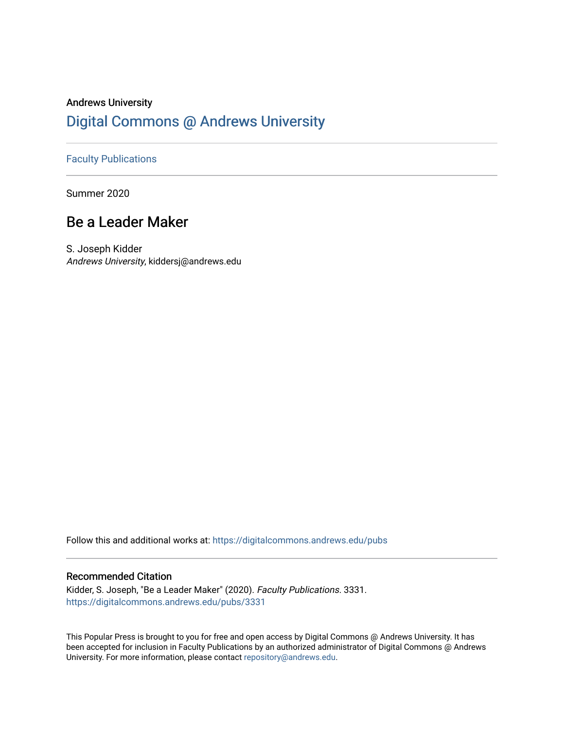Andrews University

# Digital Commons @ Andrews University

Faculty Publications

Summer 2020

## Be a Leader Maker

S. Joseph Kidder
*Andrews University*, kiddersj@andrews.edu

Follow this and additional works at: https://digitalcommons.andrews.edu/pubs

### Recommended Citation

Kidder, S. Joseph, "Be a Leader Maker" (2020). *Faculty Publications*. 3331.
https://digitalcommons.andrews.edu/pubs/3331

This Popular Press is brought to you for free and open access by Digital Commons @ Andrews University. It has been accepted for inclusion in Faculty Publications by an authorized administrator of Digital Commons @ Andrews University. For more information, please contact repository@andrews.edu.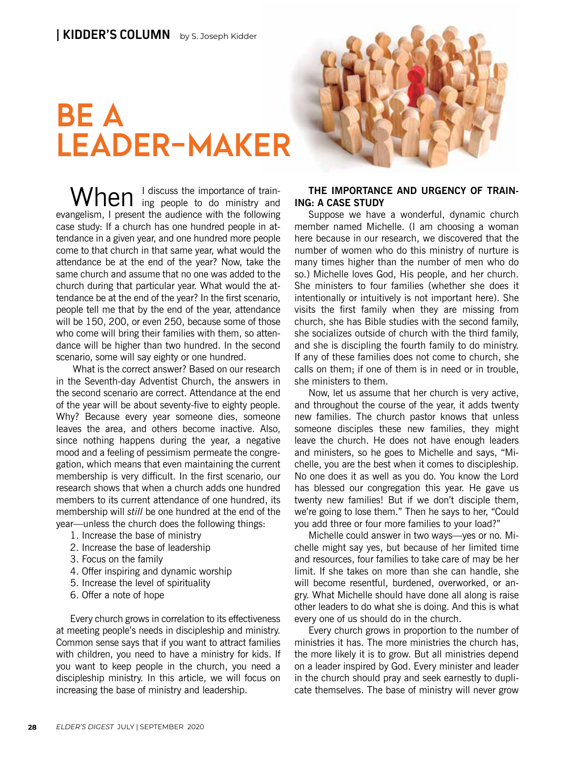| KIDDER'S COLUMN by S. Joseph Kidder

# BE A LEADER-MAKER

When I discuss the importance of training people to do ministry and evangelism, I present the audience with the following case study: If a church has one hundred people in attendance in a given year, and one hundred more people come to that church in that same year, what would the attendance be at the end of the year? Now, take the same church and assume that no one was added to the church during that particular year. What would the attendance be at the end of the year? In the first scenario, people tell me that by the end of the year, attendance will be 150, 200, or even 250, because some of those who come will bring their families with them, so attendance will be higher than two hundred. In the second scenario, some will say eighty or one hundred.

What is the correct answer? Based on our research in the Seventh-day Adventist Church, the answers in the second scenario are correct. Attendance at the end of the year will be about seventy-five to eighty people. Why? Because every year someone dies, someone leaves the area, and others become inactive. Also, since nothing happens during the year, a negative mood and a feeling of pessimism permeate the congregation, which means that even maintaining the current membership is very difficult. In the first scenario, our research shows that when a church adds one hundred members to its current attendance of one hundred, its membership will *still* be one hundred at the end of the year—unless the church does the following things:

1. Increase the base of ministry
2. Increase the base of leadership
3. Focus on the family
4. Offer inspiring and dynamic worship
5. Increase the level of spirituality
6. Offer a note of hope

Every church grows in correlation to its effectiveness at meeting people's needs in discipleship and ministry. Common sense says that if you want to attract families with children, you need to have a ministry for kids. If you want to keep people in the church, you need a discipleship ministry. In this article, we will focus on increasing the base of ministry and leadership.

### THE IMPORTANCE AND URGENCY OF TRAINING: A CASE STUDY

Suppose we have a wonderful, dynamic church member named Michelle. (I am choosing a woman here because in our research, we discovered that the number of women who do this ministry of nurture is many times higher than the number of men who do so.) Michelle loves God, His people, and her church. She ministers to four families (whether she does it intentionally or intuitively is not important here). She visits the first family when they are missing from church, she has Bible studies with the second family, she socializes outside of church with the third family, and she is discipling the fourth family to do ministry. If any of these families does not come to church, she calls on them; if one of them is in need or in trouble, she ministers to them.

Now, let us assume that her church is very active, and throughout the course of the year, it adds twenty new families. The church pastor knows that unless someone disciples these new families, they might leave the church. He does not have enough leaders and ministers, so he goes to Michelle and says, "Michelle, you are the best when it comes to discipleship. No one does it as well as you do. You know the Lord has blessed our congregation this year. He gave us twenty new families! But if we don't disciple them, we're going to lose them." Then he says to her, "Could you add three or four more families to your load?"

Michelle could answer in two ways—yes or no. Michelle might say yes, but because of her limited time and resources, four families to take care of may be her limit. If she takes on more than she can handle, she will become resentful, burdened, overworked, or angry. What Michelle should have done all along is raise other leaders to do what she is doing. And this is what every one of us should do in the church.

Every church grows in proportion to the number of ministries it has. The more ministries the church has, the more likely it is to grow. But all ministries depend on a leader inspired by God. Every minister and leader in the church should pray and seek earnestly to duplicate themselves. The base of ministry will never grow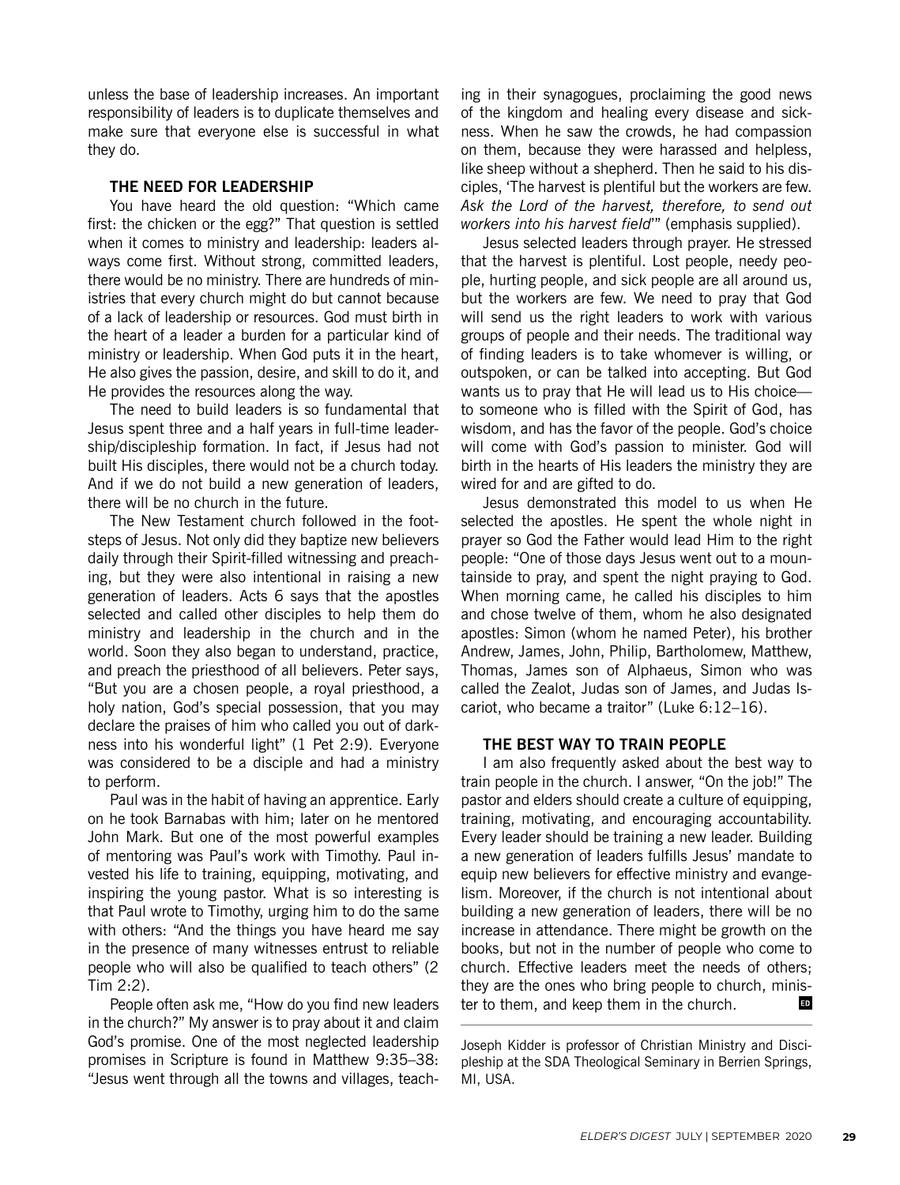unless the base of leadership increases. An important responsibility of leaders is to duplicate themselves and make sure that everyone else is successful in what they do.

### THE NEED FOR LEADERSHIP

You have heard the old question: "Which came first: the chicken or the egg?" That question is settled when it comes to ministry and leadership: leaders always come first. Without strong, committed leaders, there would be no ministry. There are hundreds of ministries that every church might do but cannot because of a lack of leadership or resources. God must birth in the heart of a leader a burden for a particular kind of ministry or leadership. When God puts it in the heart, He also gives the passion, desire, and skill to do it, and He provides the resources along the way.

The need to build leaders is so fundamental that Jesus spent three and a half years in full-time leadership/discipleship formation. In fact, if Jesus had not built His disciples, there would not be a church today. And if we do not build a new generation of leaders, there will be no church in the future.

The New Testament church followed in the footsteps of Jesus. Not only did they baptize new believers daily through their Spirit-filled witnessing and preaching, but they were also intentional in raising a new generation of leaders. Acts 6 says that the apostles selected and called other disciples to help them do ministry and leadership in the church and in the world. Soon they also began to understand, practice, and preach the priesthood of all believers. Peter says, "But you are a chosen people, a royal priesthood, a holy nation, God's special possession, that you may declare the praises of him who called you out of darkness into his wonderful light" (1 Pet 2:9). Everyone was considered to be a disciple and had a ministry to perform.

Paul was in the habit of having an apprentice. Early on he took Barnabas with him; later on he mentored John Mark. But one of the most powerful examples of mentoring was Paul's work with Timothy. Paul invested his life to training, equipping, motivating, and inspiring the young pastor. What is so interesting is that Paul wrote to Timothy, urging him to do the same with others: "And the things you have heard me say in the presence of many witnesses entrust to reliable people who will also be qualified to teach others" (2 Tim 2:2).

People often ask me, "How do you find new leaders in the church?" My answer is to pray about it and claim God's promise. One of the most neglected leadership promises in Scripture is found in Matthew 9:35–38: "Jesus went through all the towns and villages, teaching in their synagogues, proclaiming the good news of the kingdom and healing every disease and sickness. When he saw the crowds, he had compassion on them, because they were harassed and helpless, like sheep without a shepherd. Then he said to his disciples, 'The harvest is plentiful but the workers are few. *Ask the Lord of the harvest, therefore, to send out workers into his harvest field*'" (emphasis supplied).

Jesus selected leaders through prayer. He stressed that the harvest is plentiful. Lost people, needy people, hurting people, and sick people are all around us, but the workers are few. We need to pray that God will send us the right leaders to work with various groups of people and their needs. The traditional way of finding leaders is to take whomever is willing, or outspoken, or can be talked into accepting. But God wants us to pray that He will lead us to His choice—to someone who is filled with the Spirit of God, has wisdom, and has the favor of the people. God's choice will come with God's passion to minister. God will birth in the hearts of His leaders the ministry they are wired for and are gifted to do.

Jesus demonstrated this model to us when He selected the apostles. He spent the whole night in prayer so God the Father would lead Him to the right people: "One of those days Jesus went out to a mountainside to pray, and spent the night praying to God. When morning came, he called his disciples to him and chose twelve of them, whom he also designated apostles: Simon (whom he named Peter), his brother Andrew, James, John, Philip, Bartholomew, Matthew, Thomas, James son of Alphaeus, Simon who was called the Zealot, Judas son of James, and Judas Iscariot, who became a traitor" (Luke 6:12–16).

### THE BEST WAY TO TRAIN PEOPLE

I am also frequently asked about the best way to train people in the church. I answer, "On the job!" The pastor and elders should create a culture of equipping, training, motivating, and encouraging accountability. Every leader should be training a new leader. Building a new generation of leaders fulfills Jesus' mandate to equip new believers for effective ministry and evangelism. Moreover, if the church is not intentional about building a new generation of leaders, there will be no increase in attendance. There might be growth on the books, but not in the number of people who come to church. Effective leaders meet the needs of others; they are the ones who bring people to church, minister to them, and keep them in the church.

---

Joseph Kidder is professor of Christian Ministry and Discipleship at the SDA Theological Seminary in Berrien Springs, MI, USA.